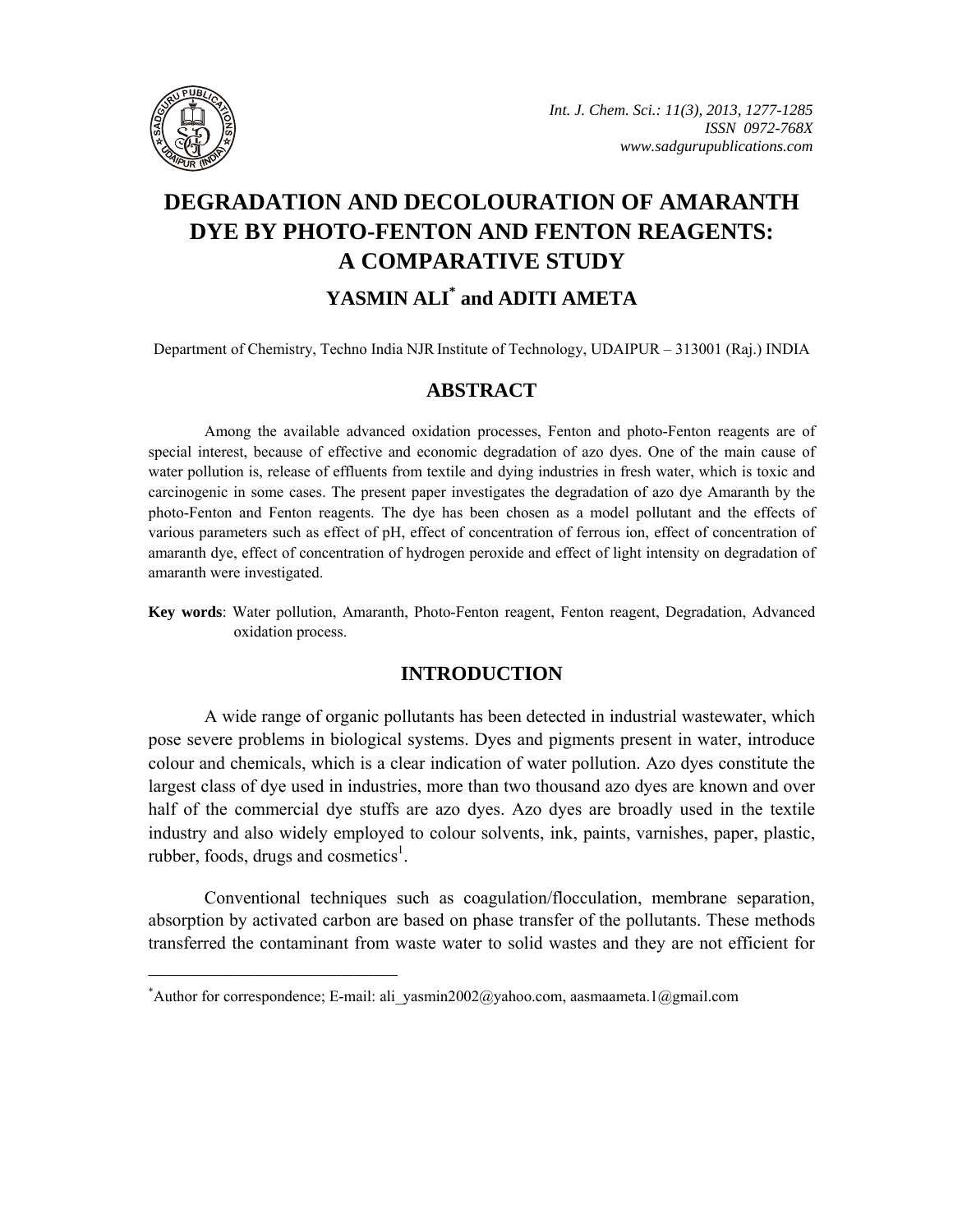# DEGRADATION AND DECOLOURATION OF AMARANTH DYE BY PHOTO-FENTON AND FENTON REAGENTS: A COMPARATIVE STUDY

## YASMIN ALI* and ADITI AMETA

Department of Chemistry, Techno India NJR Institute of Technology, UDAIPUR – 313001 (Raj.) INDIA

## ABSTRACT

Among the available advanced oxidation processes, Fenton and photo-Fenton reagents are of special interest, because of effective and economic degradation of azo dyes. One of the main cause of water pollution is, release of effluents from textile and dying industries in fresh water, which is toxic and carcinogenic in some cases. The present paper investigates the degradation of azo dye Amaranth by the photo-Fenton and Fenton reagents. The dye has been chosen as a model pollutant and the effects of various parameters such as effect of pH, effect of concentration of ferrous ion, effect of concentration of amaranth dye, effect of concentration of hydrogen peroxide and effect of light intensity on degradation of amaranth were investigated.

**Key words**: Water pollution, Amaranth, Photo-Fenton reagent, Fenton reagent, Degradation, Advanced oxidation process.

## INTRODUCTION

A wide range of organic pollutants has been detected in industrial wastewater, which pose severe problems in biological systems. Dyes and pigments present in water, introduce colour and chemicals, which is a clear indication of water pollution. Azo dyes constitute the largest class of dye used in industries, more than two thousand azo dyes are known and over half of the commercial dye stuffs are azo dyes. Azo dyes are broadly used in the textile industry and also widely employed to colour solvents, ink, paints, varnishes, paper, plastic, rubber, foods, drugs and cosmetics[1].

Conventional techniques such as coagulation/flocculation, membrane separation, absorption by activated carbon are based on phase transfer of the pollutants. These methods transferred the contaminant from waste water to solid wastes and they are not efficient for

---

*Author for correspondence; E-mail: ali_yasmin2002@yahoo.com, aasmaameta.1@gmail.com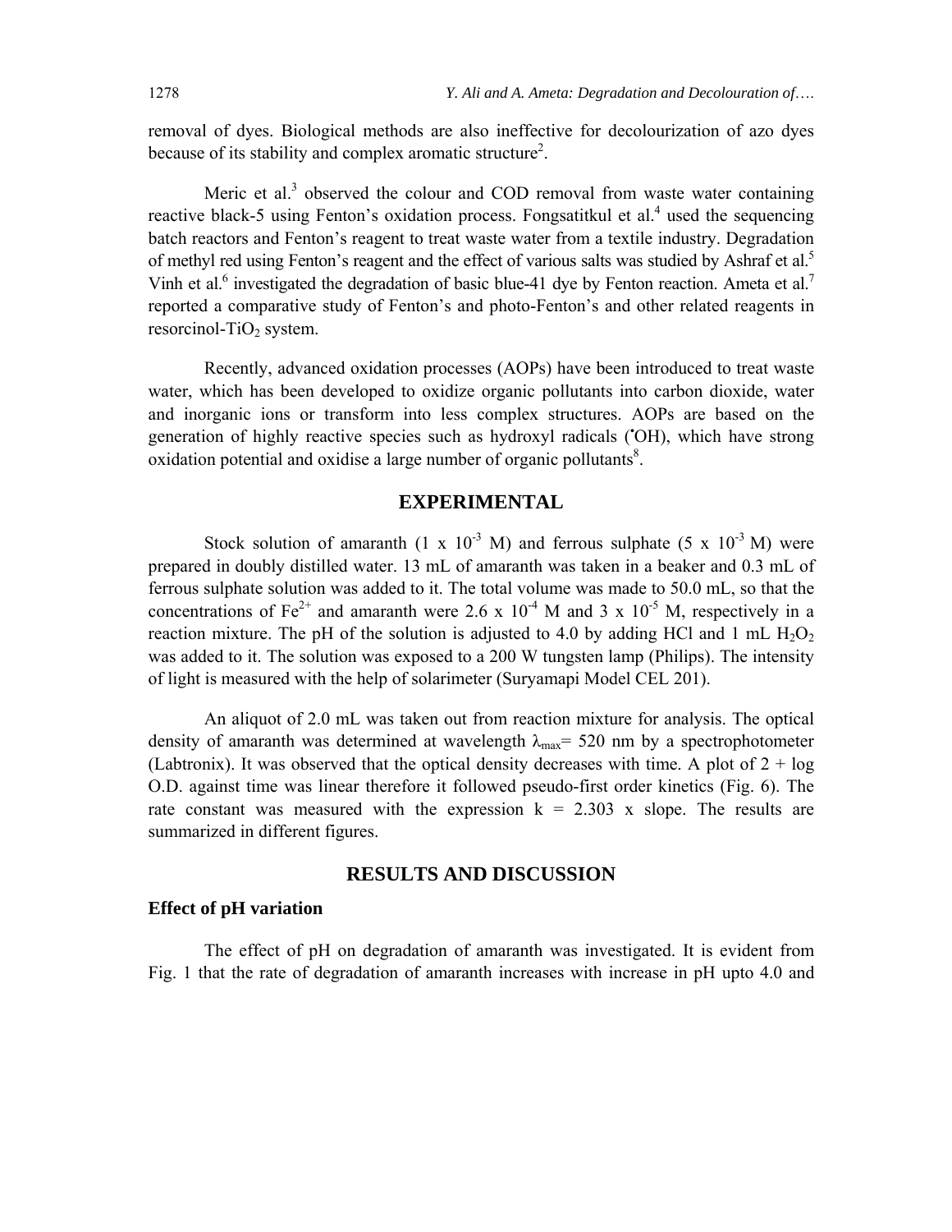removal of dyes. Biological methods are also ineffective for decolourization of azo dyes because of its stability and complex aromatic structure[2].

Meric et al.[3] observed the colour and COD removal from waste water containing reactive black-5 using Fenton's oxidation process. Fongsatitkul et al.[4] used the sequencing batch reactors and Fenton's reagent to treat waste water from a textile industry. Degradation of methyl red using Fenton's reagent and the effect of various salts was studied by Ashraf et al.[5] Vinh et al.[6] investigated the degradation of basic blue-41 dye by Fenton reaction. Ameta et al.[7] reported a comparative study of Fenton's and photo-Fenton's and other related reagents in resorcinol-$TiO_2$ system.

Recently, advanced oxidation processes (AOPs) have been introduced to treat waste water, which has been developed to oxidize organic pollutants into carbon dioxide, water and inorganic ions or transform into less complex structures. AOPs are based on the generation of highly reactive species such as hydroxyl radicals ($^{\bullet}OH$), which have strong oxidation potential and oxidise a large number of organic pollutants[8].

## EXPERIMENTAL

Stock solution of amaranth ($1 \times 10^{-3}$ M) and ferrous sulphate ($5 \times 10^{-3}$ M) were prepared in doubly distilled water. 13 mL of amaranth was taken in a beaker and 0.3 mL of ferrous sulphate solution was added to it. The total volume was made to 50.0 mL, so that the concentrations of $Fe^{2+}$ and amaranth were $2.6 \times 10^{-4}$ M and $3 \times 10^{-5}$ M, respectively in a reaction mixture. The pH of the solution is adjusted to 4.0 by adding HCl and 1 mL $H_2O_2$ was added to it. The solution was exposed to a 200 W tungsten lamp (Philips). The intensity of light is measured with the help of solarimeter (Suryamapi Model CEL 201).

An aliquot of 2.0 mL was taken out from reaction mixture for analysis. The optical density of amaranth was determined at wavelength $\lambda_{max}$= 520 nm by a spectrophotometer (Labtronix). It was observed that the optical density decreases with time. A plot of 2 + log O.D. against time was linear therefore it followed pseudo-first order kinetics (Fig. 6). The rate constant was measured with the expression $k = 2.303 \times \text{slope}$. The results are summarized in different figures.

## RESULTS AND DISCUSSION

### Effect of pH variation

The effect of pH on degradation of amaranth was investigated. It is evident from Fig. 1 that the rate of degradation of amaranth increases with increase in pH upto 4.0 and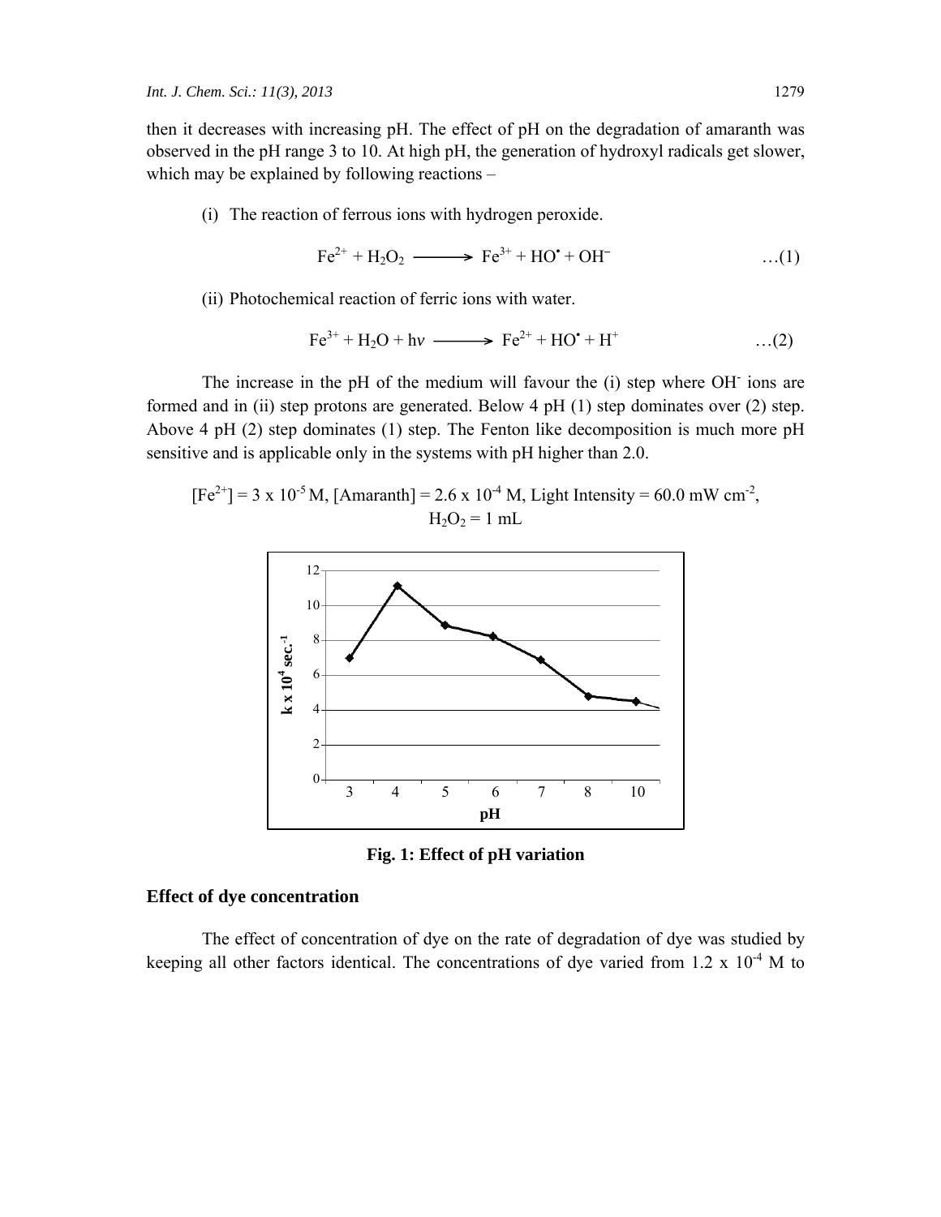then it decreases with increasing pH. The effect of pH on the degradation of amaranth was observed in the pH range 3 to 10. At high pH, the generation of hydroxyl radicals get slower, which may be explained by following reactions –

(i) The reaction of ferrous ions with hydrogen peroxide.

$$Fe^{2+} + H_2O_2 \longrightarrow Fe^{3+} + HO^{\bullet} + OH^{-} \quad \ldots(1)$$

(ii) Photochemical reaction of ferric ions with water.

$$Fe^{3+} + H_2O + h\nu \longrightarrow Fe^{2+} + HO^{\bullet} + H^{+} \quad \ldots(2)$$

The increase in the pH of the medium will favour the (i) step where $OH^-$ ions are formed and in (ii) step protons are generated. Below 4 pH (1) step dominates over (2) step. Above 4 pH (2) step dominates (1) step. The Fenton like decomposition is much more pH sensitive and is applicable only in the systems with pH higher than 2.0.

$[Fe^{2+}] = 3 \times 10^{-5}$ M, [Amaranth] = $2.6 \times 10^{-4}$ M, Light Intensity = 60.0 mW $cm^{-2}$, $H_2O_2$ = 1 mL

**Fig. 1: Effect of pH variation**

## Effect of dye concentration

The effect of concentration of dye on the rate of degradation of dye was studied by keeping all other factors identical. The concentrations of dye varied from $1.2 \times 10^{-4}$ M to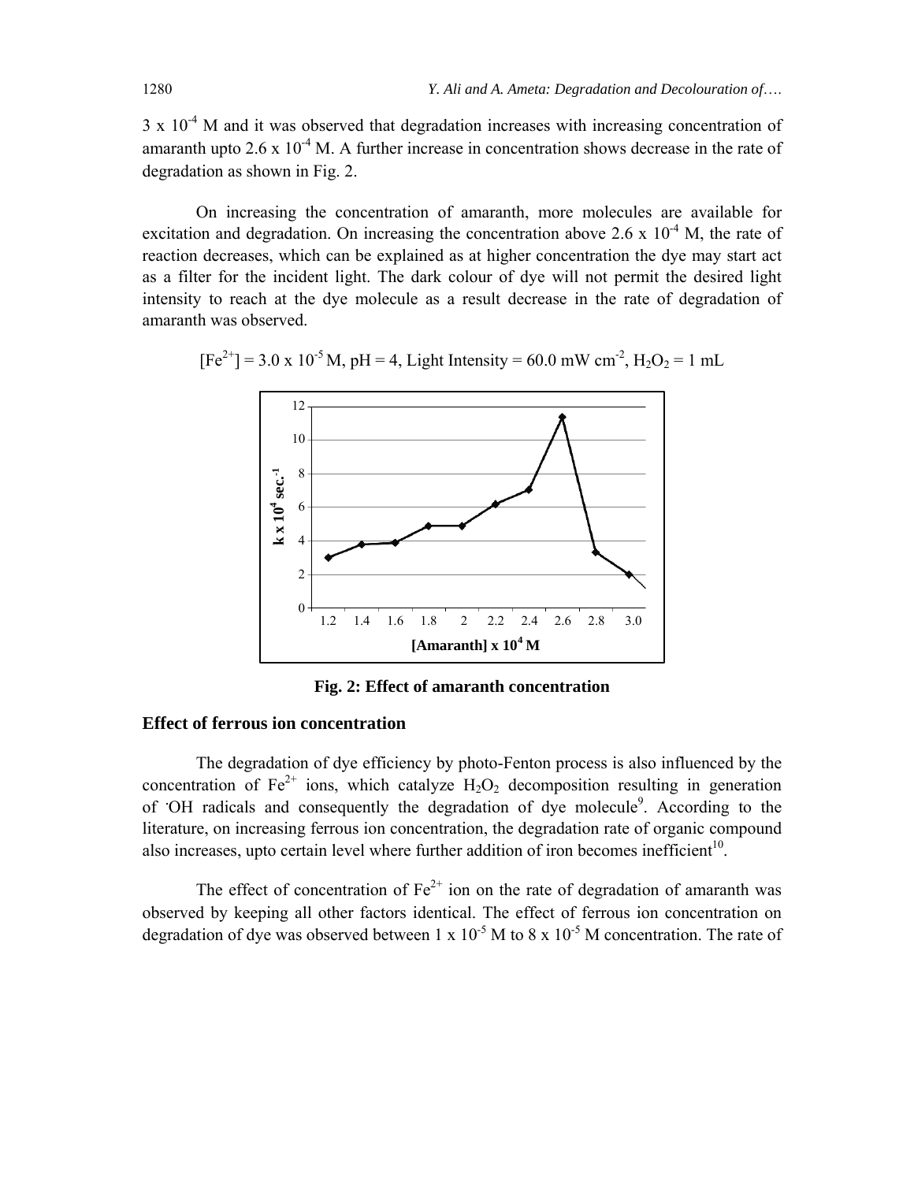$3 \times 10^{-4}$ M and it was observed that degradation increases with increasing concentration of amaranth upto $2.6 \times 10^{-4}$ M. A further increase in concentration shows decrease in the rate of degradation as shown in Fig. 2.

On increasing the concentration of amaranth, more molecules are available for excitation and degradation. On increasing the concentration above $2.6 \times 10^{-4}$ M, the rate of reaction decreases, which can be explained as at higher concentration the dye may start act as a filter for the incident light. The dark colour of dye will not permit the desired light intensity to reach at the dye molecule as a result decrease in the rate of degradation of amaranth was observed.

$[Fe^{2+}] = 3.0 \times 10^{-5}$ M, pH = 4, Light Intensity = 60.0 mW $cm^{-2}$, $H_2O_2$ = 1 mL

**Fig. 2: Effect of amaranth concentration**

## Effect of ferrous ion concentration

The degradation of dye efficiency by photo-Fenton process is also influenced by the concentration of $Fe^{2+}$ ions, which catalyze $H_2O_2$ decomposition resulting in generation of $^{\cdot}OH$ radicals and consequently the degradation of dye molecule[9]. According to the literature, on increasing ferrous ion concentration, the degradation rate of organic compound also increases, upto certain level where further addition of iron becomes inefficient[10].

The effect of concentration of $Fe^{2+}$ ion on the rate of degradation of amaranth was observed by keeping all other factors identical. The effect of ferrous ion concentration on degradation of dye was observed between $1 \times 10^{-5}$ M to $8 \times 10^{-5}$ M concentration. The rate of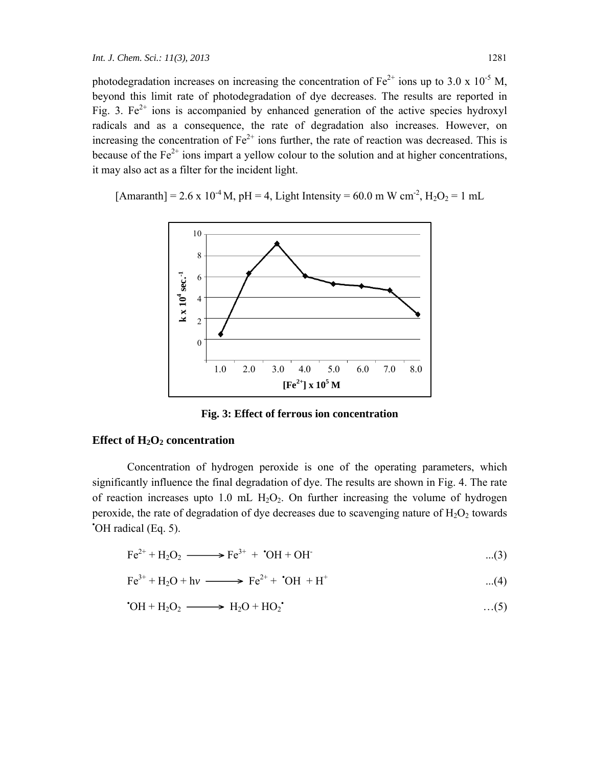photodegradation increases on increasing the concentration of $Fe^{2+}$ ions up to 3.0 x $10^{-5}$ M, beyond this limit rate of photodegradation of dye decreases. The results are reported in Fig. 3. $Fe^{2+}$ ions is accompanied by enhanced generation of the active species hydroxyl radicals and as a consequence, the rate of degradation also increases. However, on increasing the concentration of $Fe^{2+}$ ions further, the rate of reaction was decreased. This is because of the $Fe^{2+}$ ions impart a yellow colour to the solution and at higher concentrations, it may also act as a filter for the incident light.

[Amaranth] = 2.6 x $10^{-4}$ M, pH = 4, Light Intensity = 60.0 m W $cm^{-2}$, $H_2O_2$ = 1 mL

**Fig. 3: Effect of ferrous ion concentration**

## Effect of $H_2O_2$ concentration

Concentration of hydrogen peroxide is one of the operating parameters, which significantly influence the final degradation of dye. The results are shown in Fig. 4. The rate of reaction increases upto 1.0 mL $H_2O_2$. On further increasing the volume of hydrogen peroxide, the rate of degradation of dye decreases due to scavenging nature of $H_2O_2$ towards $^{\bullet}OH$ radical (Eq. 5).

$$Fe^{2+} + H_2O_2 \longrightarrow Fe^{3+} + {}^{\bullet}OH + OH^- \quad ...(3)$$

$$Fe^{3+} + H_2O + h\nu \longrightarrow Fe^{2+} + {}^{\bullet}OH + H^+ \quad ...(4)$$

$${}^{\bullet}OH + H_2O_2 \longrightarrow H_2O + HO_2^{\bullet} \quad ...(5)$$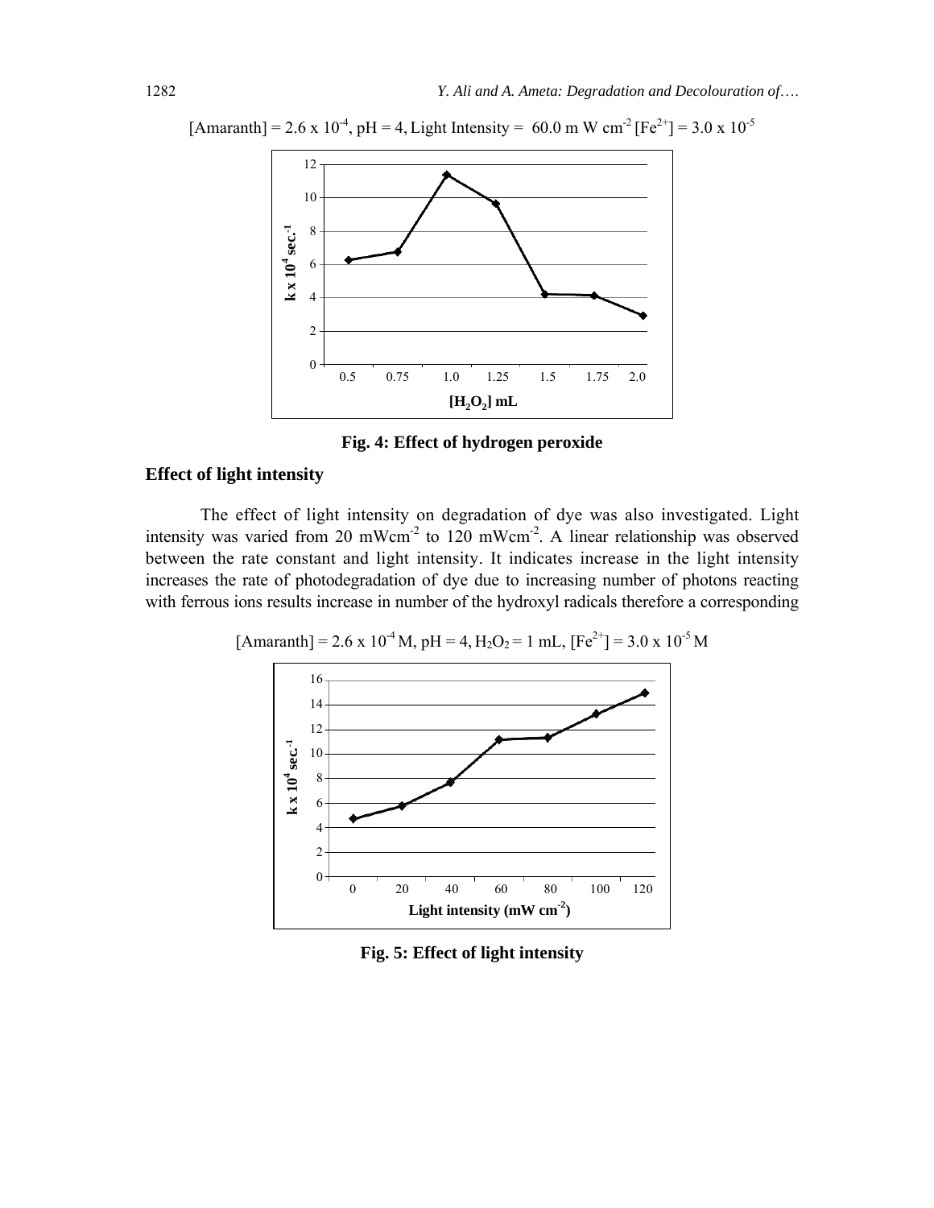[Amaranth] = 2.6 x $10^{-4}$, pH = 4, Light Intensity = 60.0 m W $cm^{-2}$ [$Fe^{2+}$] = 3.0 x $10^{-5}$

**Fig. 4: Effect of hydrogen peroxide**

## Effect of light intensity

The effect of light intensity on degradation of dye was also investigated. Light intensity was varied from 20 $mWcm^{-2}$ to 120 $mWcm^{-2}$. A linear relationship was observed between the rate constant and light intensity. It indicates increase in the light intensity increases the rate of photodegradation of dye due to increasing number of photons reacting with ferrous ions results increase in number of the hydroxyl radicals therefore a corresponding

[Amaranth] = 2.6 x $10^{-4}$ M, pH = 4, $H_2O_2$ = 1 mL, [$Fe^{2+}$] = 3.0 x $10^{-5}$ M

**Fig. 5: Effect of light intensity**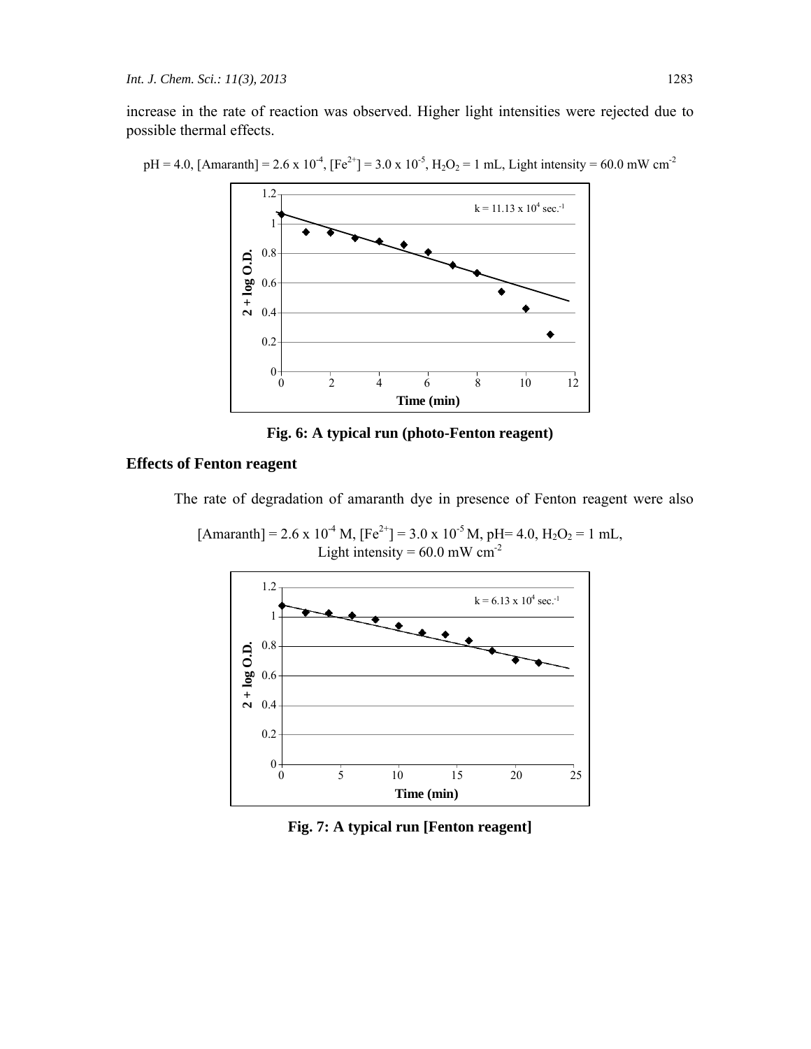increase in the rate of reaction was observed. Higher light intensities were rejected due to possible thermal effects.

pH = 4.0, [Amaranth] = 2.6 x $10^{-4}$, [$Fe^{2+}$] = 3.0 x $10^{-5}$, $H_2O_2$ = 1 mL, Light intensity = 60.0 mW $cm^{-2}$

**Fig. 6: A typical run (photo-Fenton reagent)**

## Effects of Fenton reagent

The rate of degradation of amaranth dye in presence of Fenton reagent were also

[Amaranth] = 2.6 x $10^{-4}$ M, [$Fe^{2+}$] = 3.0 x $10^{-5}$ M, pH= 4.0, $H_2O_2$ = 1 mL, Light intensity = 60.0 mW $cm^{-2}$

**Fig. 7: A typical run [Fenton reagent]**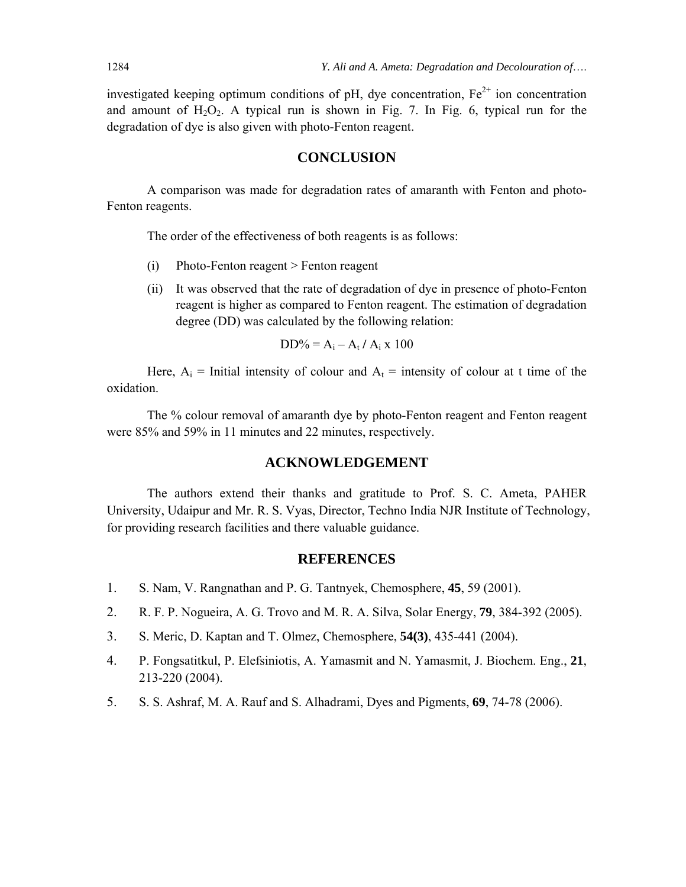investigated keeping optimum conditions of pH, dye concentration, $Fe^{2+}$ ion concentration and amount of $H_2O_2$. A typical run is shown in Fig. 7. In Fig. 6, typical run for the degradation of dye is also given with photo-Fenton reagent.

## CONCLUSION

A comparison was made for degradation rates of amaranth with Fenton and photo-Fenton reagents.

The order of the effectiveness of both reagents is as follows:

(i) Photo-Fenton reagent > Fenton reagent

(ii) It was observed that the rate of degradation of dye in presence of photo-Fenton reagent is higher as compared to Fenton reagent. The estimation of degradation degree (DD) was calculated by the following relation:

$$DD\% = A_i – A_t / A_i \times 100$$

Here, $A_i$ = Initial intensity of colour and $A_t$ = intensity of colour at t time of the oxidation.

The % colour removal of amaranth dye by photo-Fenton reagent and Fenton reagent were 85% and 59% in 11 minutes and 22 minutes, respectively.

## ACKNOWLEDGEMENT

The authors extend their thanks and gratitude to Prof. S. C. Ameta, PAHER University, Udaipur and Mr. R. S. Vyas, Director, Techno India NJR Institute of Technology, for providing research facilities and there valuable guidance.

## REFERENCES

1. S. Nam, V. Rangnathan and P. G. Tantnyek, Chemosphere, **45**, 59 (2001).
2. R. F. P. Nogueira, A. G. Trovo and M. R. A. Silva, Solar Energy, **79**, 384-392 (2005).
3. S. Meric, D. Kaptan and T. Olmez, Chemosphere, **54(3)**, 435-441 (2004).
4. P. Fongsatitkul, P. Elefsiniotis, A. Yamasmit and N. Yamasmit, J. Biochem. Eng., **21**, 213-220 (2004).
5. S. S. Ashraf, M. A. Rauf and S. Alhadrami, Dyes and Pigments, **69**, 74-78 (2006).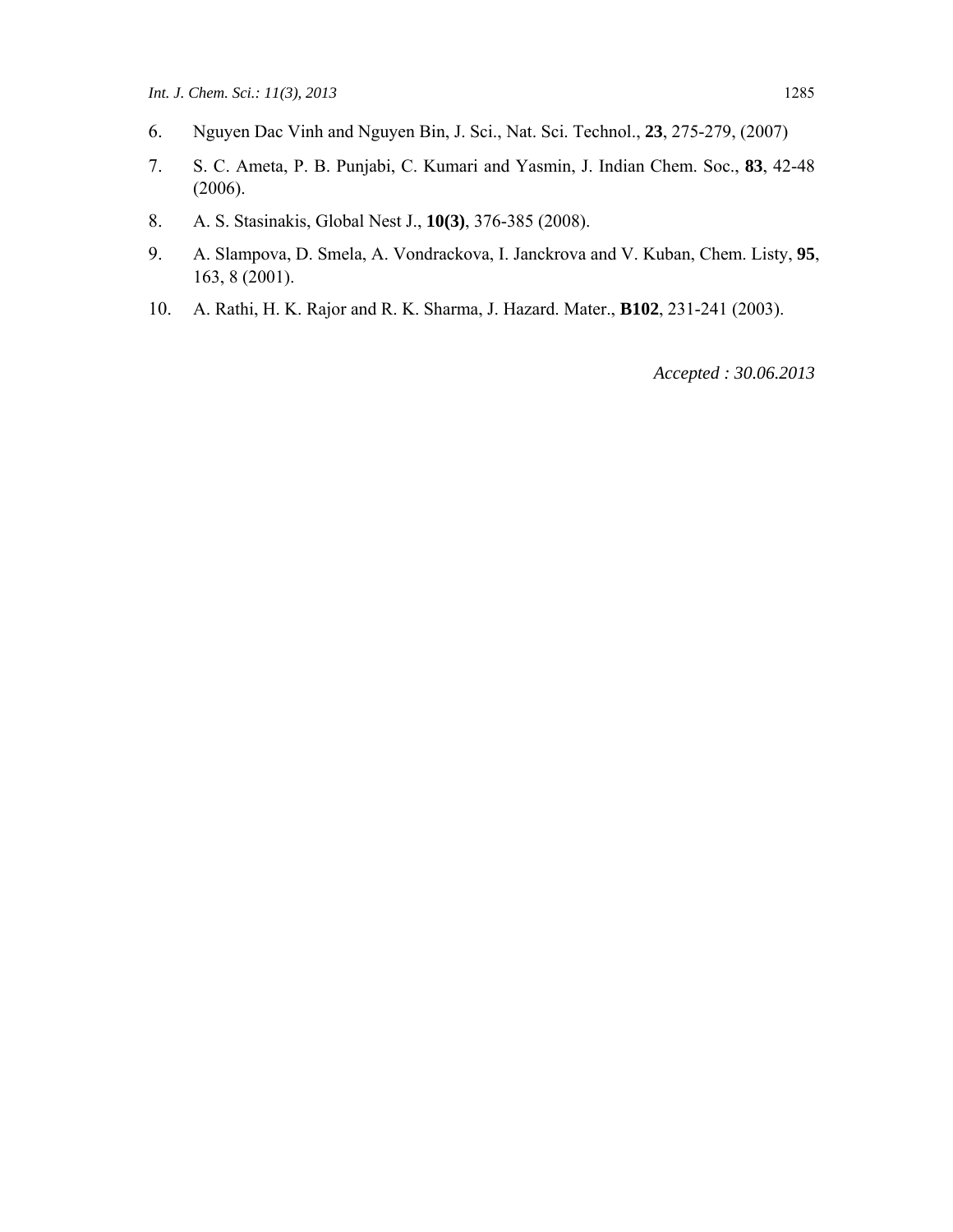6. Nguyen Dac Vinh and Nguyen Bin, J. Sci., Nat. Sci. Technol., **23**, 275-279, (2007)
7. S. C. Ameta, P. B. Punjabi, C. Kumari and Yasmin, J. Indian Chem. Soc., **83**, 42-48 (2006).
8. A. S. Stasinakis, Global Nest J., **10(3)**, 376-385 (2008).
9. A. Slampova, D. Smela, A. Vondrackova, I. Janckrova and V. Kuban, Chem. Listy, **95**, 163, 8 (2001).
10. A. Rathi, H. K. Rajor and R. K. Sharma, J. Hazard. Mater., **B102**, 231-241 (2003).

*Accepted : 30.06.2013*